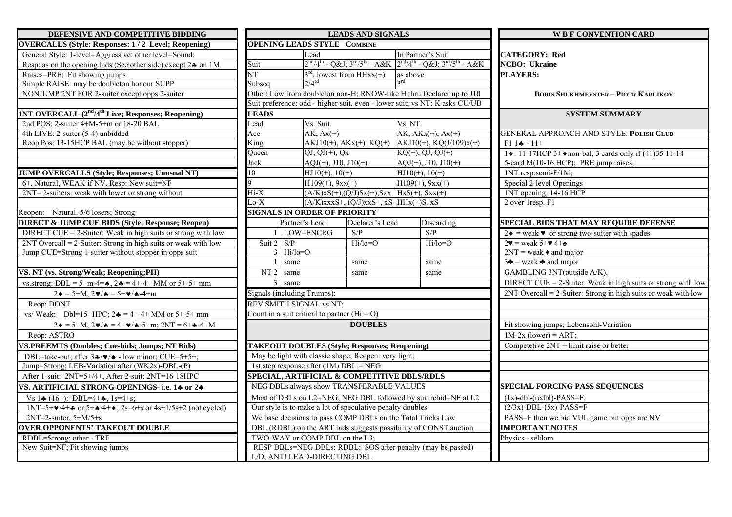## DEFENSIVE AND COMPETITIVE BIDDING

**OVERCALLS (Style: Responses: 1 / 2 Level; Reopening)**

General Style: 1-level=Aggressive; other level=Sound;
Resp: as on the opening bids (See other side) except 2♣ on 1M
Raises=PRE; Fit showing jumps
Simple RAISE: may be doubleton honour SUPP
NONJUMP 2NT FOR 2-suiter except opps 2-suiter

**1NT OVERCALL (2nd/4th Live; Responses; Reopening)**

2nd POS: 2-suiter 4+M-5+m or 18-20 BAL
4th LIVE: 2-suiter (5-4) unbidded
Reop Pos: 13-15HCP BAL (may be without stopper)

**JUMP OVERCALLS (Style; Responses; Unusual NT)**

6+, Natural, WEAK if NV. Resp: New suit=NF
2NT= 2-suiters: weak with lower or strong without

Reopen: Natural. 5/6 losers; Strong

**DIRECT & JUMP CUE BIDS (Style; Response; Reopen)**

DIRECT CUE = 2-Suiter: Weak in high suits or strong with low
2NT Overcall = 2-Suiter: Strong in high suits or weak with low
Jump CUE=Strong 1-suiter without stopper in opps suit

**VS. NT (vs. Strong/Weak; Reopening;PH)**

vs.strong: DBL = 5+m-4=♠, 2♣ = 4+-4+ MM or 5+-5+ mm
2♦ = 5+M, 2♥/♠ = 5+♥/♠-4+m
Reop: DONT
vs/ Weak: Dbl=15+HPC; 2♣ = 4+-4+ MM or 5+-5+ mm
2♦ = 5+M, 2♥/♠ = 4+♥/♠-5+m; 2NT = 6+♣-4+M
Reop: ASTRO

**VS.PREEMTS (Doubles; Cue-bids; Jumps; NT Bids)**

DBL=take-out; after 3♣/♥/♠ - low minor; CUE=5+5+;
Jump=Strong; LEB-Variation after (WK2x)-DBL-(P)
After 1-suit: 2NT=5+/4+, After 2-suit: 2NT=16-18HPC

**VS. ARTIFICIAL STRONG OPENINGS- i.e. 1♣ or 2♣**

Vs 1♣ (16+): DBL=4+♣, 1s=4+s;
1NT=5+♥/4+♣ or 5+♠/4+♦; 2s=6+s or 4s+1/5s+2 (not cycled)
2NT=2-suiter, 5+M/5+s

**OVER OPPONENTS' TAKEOUT DOUBLE**

RDBL=Strong; other - TRF
New Suit=NF; Fit showing jumps

## LEADS AND SIGNALS

**OPENING LEADS STYLE COMBINE**

| | Lead | In Partner's Suit |
|---|---|---|
| Suit | 2nd/4th - Q&J; 3rd/5th - A&K | 2nd/4th - Q&J; 3rd/5th - A&K |
| NT | 3rd, lowest from HHxx(+) | as above |
| Subseq | 2/4rd | 3rd |

Other: Low from doubleton non-H; RNOW-like H thru Declarer up to J10
Suit preference: odd - higher suit, even - lower suit; vs NT: K asks CU/UB

**LEADS**

| Lead | Vs. Suit | Vs. NT |
|---|---|---|
| Ace | AK, Ax(+) | AK, AKx(+), Ax(+) |
| King | AKJ10(+), AKx(+), KQ(+) | AKJ10(+), KQ(J/109)x(+) |
| Queen | QJ, QJ(+), Qx | KQ(+), QJ, QJ(+) |
| Jack | AQJ(+), J10, J10(+) | AQJ(+), J10, J10(+) |
| 10 | HJ10(+), 10(+) | HJ10(+), 10(+) |
| 9 | H109(+), 9xx(+) | H109(+), 9xx(+) |
| Hi-X | (A/K)xS(+),(Q/J)Sx(+),Sxx | HxS(+), Sxx(+) |
| Lo-X | (A/K)xxxS+, (Q/J)xxS+, xS | HHx(+)S, xS |

**SIGNALS IN ORDER OF PRIORITY**

| | | Partner's Lead | Declarer's Lead | Discarding |
|---|---|---|---|---|
| | 1 | LOW=ENCRG | S/P | S/P |
| Suit | 2 | S/P | Hi/lo=O | Hi/lo=O |
| | 3 | Hi/lo=O | | |
| | 1 | same | same | same |
| NT | 2 | same | same | same |
| | 3 | same | | |

Signals (including Trumps):
REV SMITH SIGNAL vs NT;
Count in a suit critical to partner (Hi = O)

## DOUBLES

**TAKEOUT DOUBLES (Style; Responses; Reopening)**

May be light with classic shape; Reopen: very light;
1st step response after (1M) DBL = NEG

**SPECIAL, ARTIFICIAL & COMPETITIVE DBLS/RDLS**

NEG DBLs always show TRANSFERABLE VALUES
Most of DBLs on L2=NEG; NEG DBL followed by suit rebid=NF at L2
Our style is to make a lot of speculative penalty doubles
We base decisions to pass COMP DBLs on the Total Tricks Law
DBL (RDBL) on the ART bids suggests possibility of CONST auction
TWO-WAY or COMP DBL on the L3;
RESP DBLs=NEG DBLs; RDBL: SOS after penalty (may be passed)
L/D, ANTI LEAD-DIRECTING DBL

## W B F CONVENTION CARD

**CATEGORY: Red**
**NCBO: Ukraine**
**PLAYERS:**

**BORIS SHUKHMEYSTER – PIOTR KARLIKOV**

## SYSTEM SUMMARY

GENERAL APPROACH AND STYLE: **POLISH CLUB**

F1 1♣ - 11+
1♦: 11-17HCP 3+♦non-bal, 3 cards only if (41)35 11-14
5-card M(10-16 HCP); PRE jump raises;
1NT resp:semi-F/1M;
Special 2-level Openings
1NT opening: 14-16 HCP
2 over 1resp. F1

**SPECIAL BIDS THAT MAY REQUIRE DEFENSE**

2♦ = weak ♥ or strong two-suiter with spades
2♥ = weak 5+♥ 4+♠
2NT = weak ♦ and major
3♣ = weak ♣ and major
GAMBLING 3NT(outside A/K).
DIRECT CUE = 2-Suiter: Weak in high suits or strong with low
2NT Overcall = 2-Suiter: Strong in high suits or weak with low

Fit showing jumps; Lebensohl-Variation
1M-2x (lower) = ART;
Competetive 2NT = limit raise or better

**SPECIAL FORCING PASS SEQUENCES**

(1x)-dbl-(redbl)-PASS=F;
(2/3x)-DBL-(5x)-PASS=F
PASS=F then we bid VUL game but opps are NV

**IMPORTANT NOTES**

Physics - seldom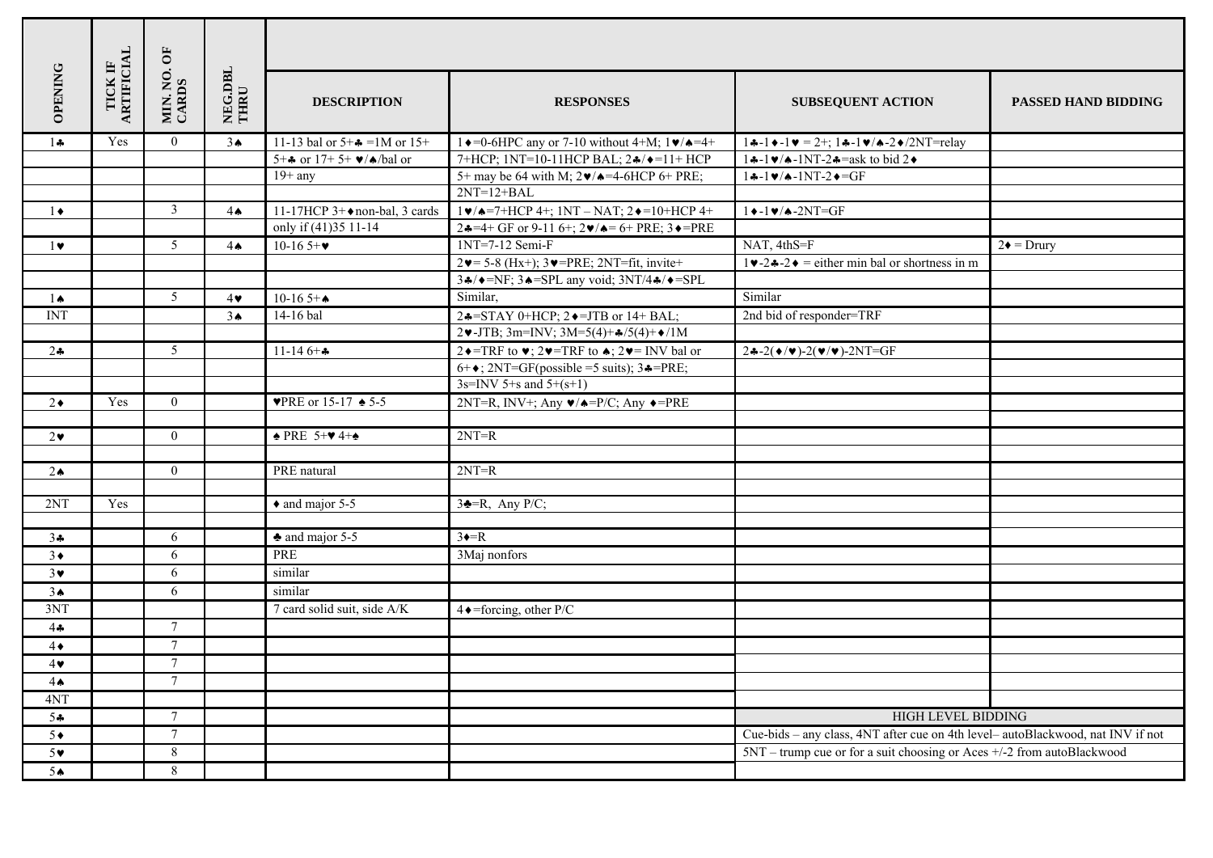| OPENING | TICK IF ARTIFICIAL | MIN. NO. OF CARDS | NEG.DBL THRU | DESCRIPTION | RESPONSES | SUBSEQUENT ACTION | PASSED HAND BIDDING |
|---|---|---|---|---|---|---|---|
| 1♣ | Yes | 0 | 3♠ | 11-13 bal or 5+♣ =1M or 15+ | 1♦=0-6HPC any or 7-10 without 4+M; 1♥/♠=4+ | 1♣-1♦-1♥ = 2+; 1♣-1♥/♠-2♦/2NT=relay | |
| | | | | 5+♣ or 17+ 5+ ♥/♠/bal or | 7+HCP; 1NT=10-11HCP BAL; 2♣/♦=11+ HCP | 1♣-1♥/♠-1NT-2♣=ask to bid 2♦ | |
| | | | | 19+ any | 5+ may be 64 with M; 2♥/♠=4-6HCP 6+ PRE; | 1♣-1♥/♠-1NT-2♦=GF | |
| | | | | | 2NT=12+BAL | | |
| 1♦ | | 3 | 4♠ | 11-17HCP 3+♦non-bal, 3 cards | 1♥/♠=7+HCP 4+; 1NT – NAT; 2♦=10+HCP 4+ | 1♦-1♥/♠-2NT=GF | |
| | | | | only if (41)35 11-14 | 2♣=4+ GF or 9-11 6+; 2♥/♠= 6+ PRE; 3♦=PRE | | |
| 1♥ | | 5 | 4♠ | 10-16 5+♥ | 1NT=7-12 Semi-F | NAT, 4thS=F | 2♦ = Drury |
| | | | | | 2♥= 5-8 (Hx+); 3♥=PRE; 2NT=fit, invite+ | 1♥-2♣-2♦ = either min bal or shortness in m | |
| | | | | | 3♣/♦=NF; 3♠=SPL any void; 3NT/4♣/♦=SPL | | |
| 1♠ | | 5 | 4♥ | 10-16 5+♠ | Similar, | Similar | |
| INT | | | 3♠ | 14-16 bal | 2♣=STAY 0+HCP; 2♦=JTB or 14+ BAL; | 2nd bid of responder=TRF | |
| | | | | | 2♥-JTB; 3m=INV; 3M=5(4)+♣/5(4)+♦/1M | | |
| 2♣ | | 5 | | 11-14 6+♣ | 2♦=TRF to ♥; 2♥=TRF to ♠; 2♥= INV bal or | 2♣-2(♦/♥)-2(♥/♥)-2NT=GF | |
| | | | | | 6+♦; 2NT=GF(possible =5 suits); 3♣=PRE; | | |
| | | | | | 3s=INV 5+s and 5+(s+1) | | |
| 2♦ | Yes | 0 | | ♥PRE or 15-17 ♠ 5-5 | 2NT=R, INV+; Any ♥/♠=P/C; Any ♦=PRE | | |
| | | | | | | | |
| 2♥ | | 0 | | ♠ PRE 5+♥ 4+♠ | 2NT=R | | |
| | | | | | | | |
| 2♠ | | 0 | | PRE natural | 2NT=R | | |
| | | | | | | | |
| 2NT | Yes | | | ♦ and major 5-5 | 3♣=R, Any P/C; | | |
| | | | | | | | |
| 3♣ | | 6 | | ♣ and major 5-5 | 3♦=R | | |
| 3♦ | | 6 | | PRE | 3Maj nonfors | | |
| 3♥ | | 6 | | similar | | | |
| 3♠ | | 6 | | similar | | | |
| 3NT | | | | 7 card solid suit, side A/K | 4♦=forcing, other P/C | | |
| 4♣ | | 7 | | | | | |
| 4♦ | | 7 | | | | | |
| 4♥ | | 7 | | | | | |
| 4♠ | | 7 | | | | | |
| 4NT | | | | | | | |
| 5♣ | | 7 | | | | HIGH LEVEL BIDDING | |
| 5♦ | | 7 | | | | Cue-bids – any class, 4NT after cue on 4th level– autoBlackwood, nat INV if not | |
| 5♥ | | 8 | | | | 5NT – trump cue or for a suit choosing or Aces +/-2 from autoBlackwood | |
| 5♠ | | 8 | | | | | |